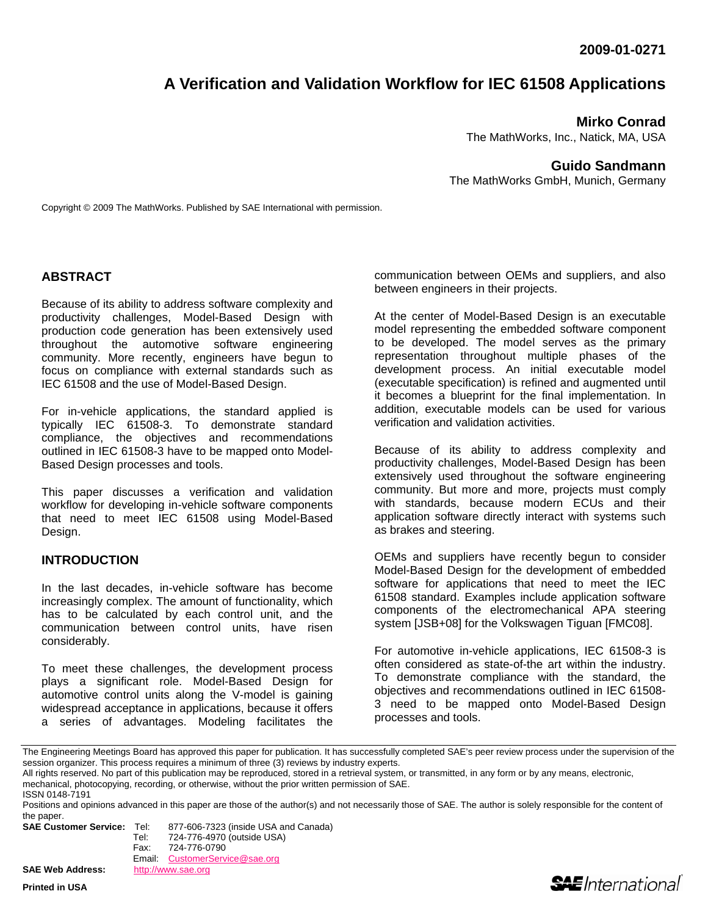2009-01-0271

# A Verification and Validation Workflow for IEC 61508 Applications

**Mirko Conrad**
The MathWorks, Inc., Natick, MA, USA

**Guido Sandmann**
The MathWorks GmbH, Munich, Germany

Copyright © 2009 The MathWorks. Published by SAE International with permission.

## ABSTRACT

Because of its ability to address software complexity and productivity challenges, Model-Based Design with production code generation has been extensively used throughout the automotive software engineering community. More recently, engineers have begun to focus on compliance with external standards such as IEC 61508 and the use of Model-Based Design.

For in-vehicle applications, the standard applied is typically IEC 61508-3. To demonstrate standard compliance, the objectives and recommendations outlined in IEC 61508-3 have to be mapped onto Model-Based Design processes and tools.

This paper discusses a verification and validation workflow for developing in-vehicle software components that need to meet IEC 61508 using Model-Based Design.

## INTRODUCTION

In the last decades, in-vehicle software has become increasingly complex. The amount of functionality, which has to be calculated by each control unit, and the communication between control units, have risen considerably.

To meet these challenges, the development process plays a significant role. Model-Based Design for automotive control units along the V-model is gaining widespread acceptance in applications, because it offers a series of advantages. Modeling facilitates the communication between OEMs and suppliers, and also between engineers in their projects.

At the center of Model-Based Design is an executable model representing the embedded software component to be developed. The model serves as the primary representation throughout multiple phases of the development process. An initial executable model (executable specification) is refined and augmented until it becomes a blueprint for the final implementation. In addition, executable models can be used for various verification and validation activities.

Because of its ability to address complexity and productivity challenges, Model-Based Design has been extensively used throughout the software engineering community. But more and more, projects must comply with standards, because modern ECUs and their application software directly interact with systems such as brakes and steering.

OEMs and suppliers have recently begun to consider Model-Based Design for the development of embedded software for applications that need to meet the IEC 61508 standard. Examples include application software components of the electromechanical APA steering system [JSB+08] for the Volkswagen Tiguan [FMC08].

For automotive in-vehicle applications, IEC 61508-3 is often considered as state-of-the art within the industry. To demonstrate compliance with the standard, the objectives and recommendations outlined in IEC 61508-3 need to be mapped onto Model-Based Design processes and tools.

The Engineering Meetings Board has approved this paper for publication. It has successfully completed SAE's peer review process under the supervision of the session organizer. This process requires a minimum of three (3) reviews by industry experts.
All rights reserved. No part of this publication may be reproduced, stored in a retrieval system, or transmitted, in any form or by any means, electronic, mechanical, photocopying, recording, or otherwise, without the prior written permission of SAE.
ISSN 0148-7191
Positions and opinions advanced in this paper are those of the author(s) and not necessarily those of SAE. The author is solely responsible for the content of the paper.

**SAE Customer Service:** Tel: 877-606-7323 (inside USA and Canada)
Tel: 724-776-4970 (outside USA)
Fax: 724-776-0790
Email: CustomerService@sae.org
**SAE Web Address:** http://www.sae.org

**Printed in USA**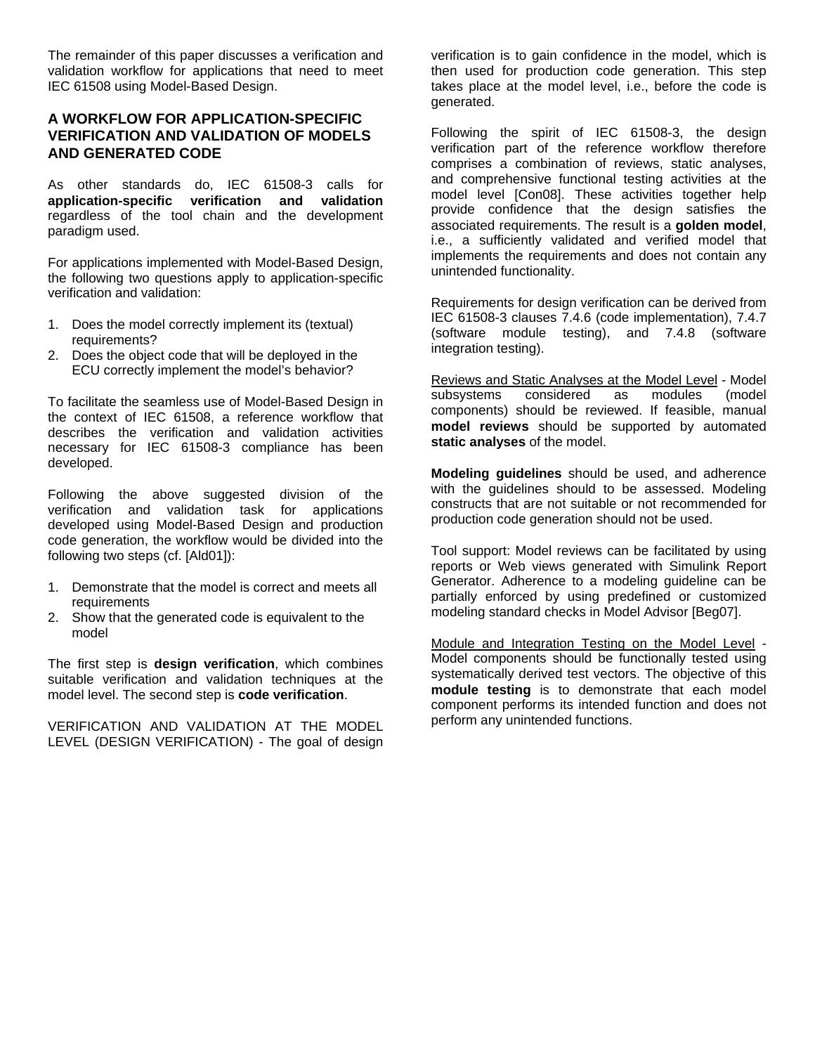The remainder of this paper discusses a verification and validation workflow for applications that need to meet IEC 61508 using Model-Based Design.

## A WORKFLOW FOR APPLICATION-SPECIFIC VERIFICATION AND VALIDATION OF MODELS AND GENERATED CODE

As other standards do, IEC 61508-3 calls for **application-specific verification and validation** regardless of the tool chain and the development paradigm used.

For applications implemented with Model-Based Design, the following two questions apply to application-specific verification and validation:

1. Does the model correctly implement its (textual) requirements?
2. Does the object code that will be deployed in the ECU correctly implement the model's behavior?

To facilitate the seamless use of Model-Based Design in the context of IEC 61508, a reference workflow that describes the verification and validation activities necessary for IEC 61508-3 compliance has been developed.

Following the above suggested division of the verification and validation task for applications developed using Model-Based Design and production code generation, the workflow would be divided into the following two steps (cf. [Ald01]):

1. Demonstrate that the model is correct and meets all requirements
2. Show that the generated code is equivalent to the model

The first step is **design verification**, which combines suitable verification and validation techniques at the model level. The second step is **code verification**.

VERIFICATION AND VALIDATION AT THE MODEL LEVEL (DESIGN VERIFICATION) - The goal of design verification is to gain confidence in the model, which is then used for production code generation. This step takes place at the model level, i.e., before the code is generated.

Following the spirit of IEC 61508-3, the design verification part of the reference workflow therefore comprises a combination of reviews, static analyses, and comprehensive functional testing activities at the model level [Con08]. These activities together help provide confidence that the design satisfies the associated requirements. The result is a **golden model**, i.e., a sufficiently validated and verified model that implements the requirements and does not contain any unintended functionality.

Requirements for design verification can be derived from IEC 61508-3 clauses 7.4.6 (code implementation), 7.4.7 (software module testing), and 7.4.8 (software integration testing).

Reviews and Static Analyses at the Model Level - Model subsystems considered as modules (model components) should be reviewed. If feasible, manual **model reviews** should be supported by automated **static analyses** of the model.

**Modeling guidelines** should be used, and adherence with the guidelines should to be assessed. Modeling constructs that are not suitable or not recommended for production code generation should not be used.

Tool support: Model reviews can be facilitated by using reports or Web views generated with Simulink Report Generator. Adherence to a modeling guideline can be partially enforced by using predefined or customized modeling standard checks in Model Advisor [Beg07].

Module and Integration Testing on the Model Level - Model components should be functionally tested using systematically derived test vectors. The objective of this **module testing** is to demonstrate that each model component performs its intended function and does not perform any unintended functions.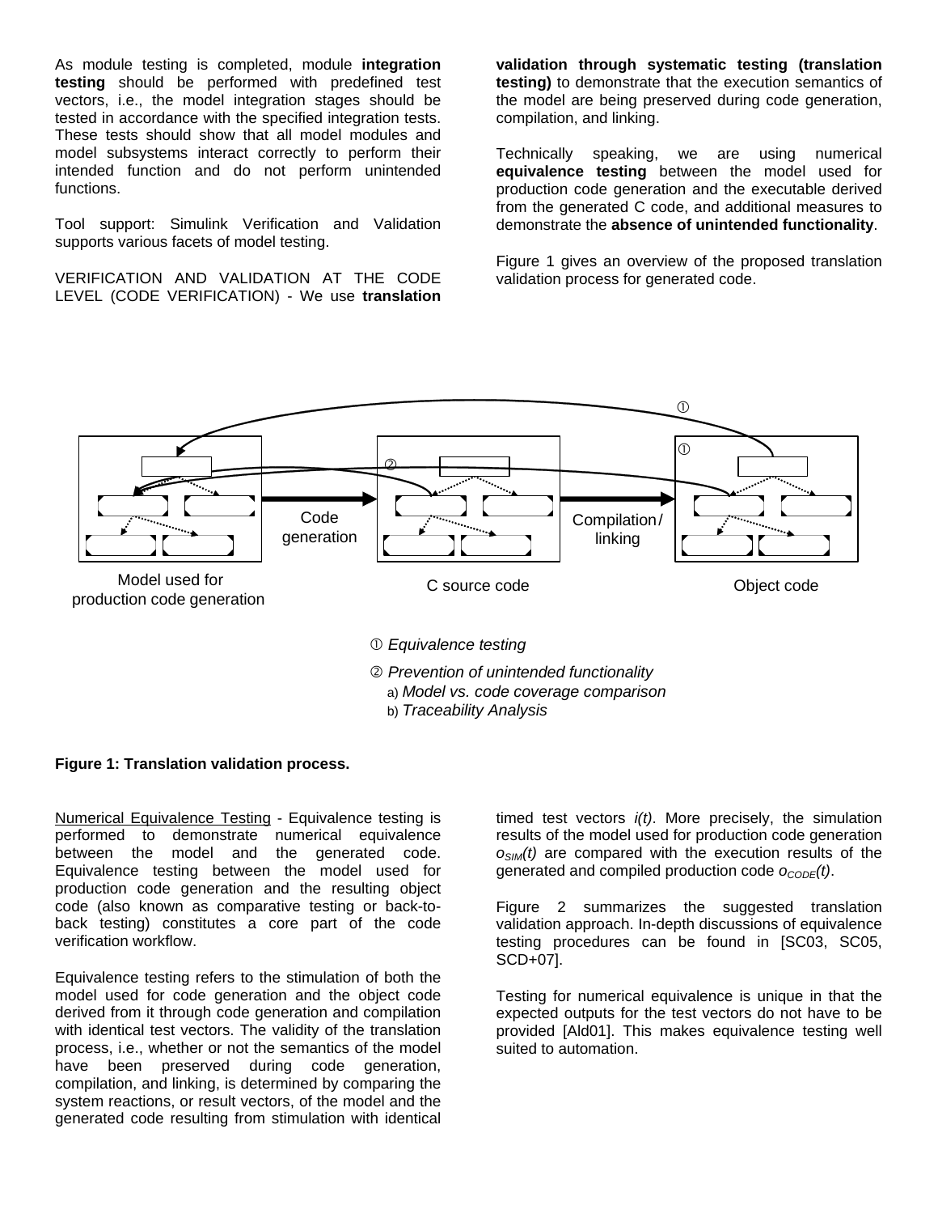As module testing is completed, module **integration testing** should be performed with predefined test vectors, i.e., the model integration stages should be tested in accordance with the specified integration tests. These tests should show that all model modules and model subsystems interact correctly to perform their intended function and do not perform unintended functions.

Tool support: Simulink Verification and Validation supports various facets of model testing.

VERIFICATION AND VALIDATION AT THE CODE LEVEL (CODE VERIFICATION) - We use **translation validation through systematic testing (translation testing)** to demonstrate that the execution semantics of the model are being preserved during code generation, compilation, and linking.

Technically speaking, we are using numerical **equivalence testing** between the model used for production code generation and the executable derived from the generated C code, and additional measures to demonstrate the **absence of unintended functionality**.

Figure 1 gives an overview of the proposed translation validation process for generated code.

Model used for production code generation — Code generation → C source code — Compilation / linking → Object code

① *Equivalence testing*

② *Prevention of unintended functionality*
a) *Model vs. code coverage comparison*
b) *Traceability Analysis*

**Figure 1: Translation validation process.**

<u>Numerical Equivalence Testing</u> - Equivalence testing is performed to demonstrate numerical equivalence between the model and the generated code. Equivalence testing between the model used for production code generation and the resulting object code (also known as comparative testing or back-to-back testing) constitutes a core part of the code verification workflow.

Equivalence testing refers to the stimulation of both the model used for code generation and the object code derived from it through code generation and compilation with identical test vectors. The validity of the translation process, i.e., whether or not the semantics of the model have been preserved during code generation, compilation, and linking, is determined by comparing the system reactions, or result vectors, of the model and the generated code resulting from stimulation with identical timed test vectors $i(t)$. More precisely, the simulation results of the model used for production code generation $o_{SIM}(t)$ are compared with the execution results of the generated and compiled production code $o_{CODE}(t)$.

Figure 2 summarizes the suggested translation validation approach. In-depth discussions of equivalence testing procedures can be found in [SC03, SC05, SCD+07].

Testing for numerical equivalence is unique in that the expected outputs for the test vectors do not have to be provided [Ald01]. This makes equivalence testing well suited to automation.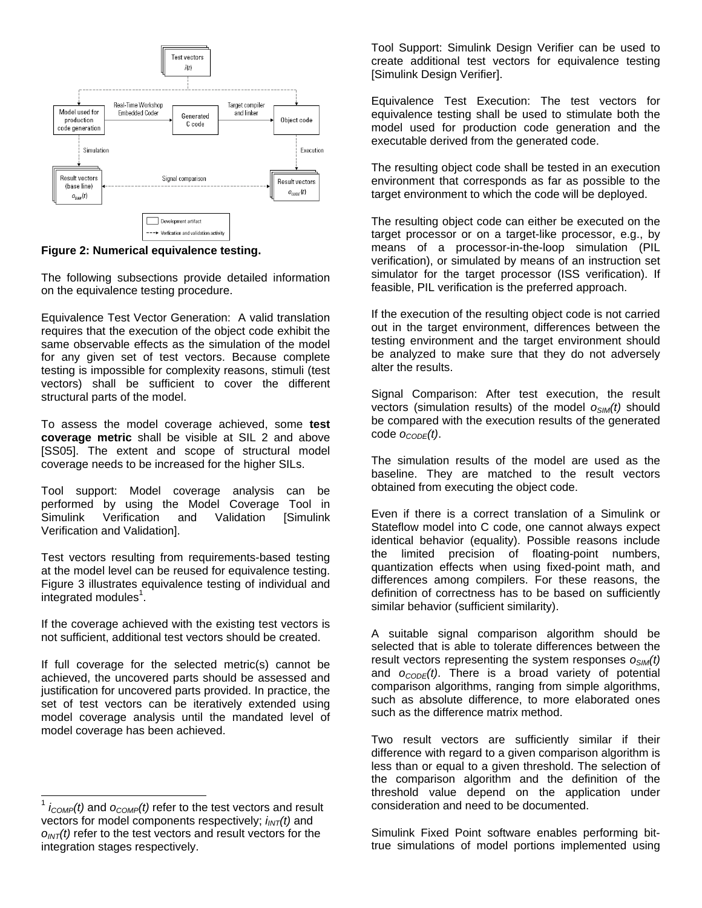Test vectors
$i(t)$

Model used for production code generation

Real-Time Workshop Embedded Coder

Generated C code

Target compiler and linker

Object code

Simulation

Execution

Result vectors (base line) $o_{SIM}(t)$

Signal comparison

Result vectors $o_{CODE}(t)$

Development artifact

Verification and validation activity

**Figure 2: Numerical equivalence testing.**

The following subsections provide detailed information on the equivalence testing procedure.

Equivalence Test Vector Generation: A valid translation requires that the execution of the object code exhibit the same observable effects as the simulation of the model for any given set of test vectors. Because complete testing is impossible for complexity reasons, stimuli (test vectors) shall be sufficient to cover the different structural parts of the model.

To assess the model coverage achieved, some **test coverage metric** shall be visible at SIL 2 and above [SS05]. The extent and scope of structural model coverage needs to be increased for the higher SILs.

Tool support: Model coverage analysis can be performed by using the Model Coverage Tool in Simulink Verification and Validation [Simulink Verification and Validation].

Test vectors resulting from requirements-based testing at the model level can be reused for equivalence testing. Figure 3 illustrates equivalence testing of individual and integrated modules[1].

If the coverage achieved with the existing test vectors is not sufficient, additional test vectors should be created.

If full coverage for the selected metric(s) cannot be achieved, the uncovered parts should be assessed and justification for uncovered parts provided. In practice, the set of test vectors can be iteratively extended using model coverage analysis until the mandated level of model coverage has been achieved.

Tool Support: Simulink Design Verifier can be used to create additional test vectors for equivalence testing [Simulink Design Verifier].

Equivalence Test Execution: The test vectors for equivalence testing shall be used to stimulate both the model used for production code generation and the executable derived from the generated code.

The resulting object code shall be tested in an execution environment that corresponds as far as possible to the target environment to which the code will be deployed.

The resulting object code can either be executed on the target processor or on a target-like processor, e.g., by means of a processor-in-the-loop simulation (PIL verification), or simulated by means of an instruction set simulator for the target processor (ISS verification). If feasible, PIL verification is the preferred approach.

If the execution of the resulting object code is not carried out in the target environment, differences between the testing environment and the target environment should be analyzed to make sure that they do not adversely alter the results.

Signal Comparison: After test execution, the result vectors (simulation results) of the model $o_{SIM}(t)$ should be compared with the execution results of the generated code $o_{CODE}(t)$.

The simulation results of the model are used as the baseline. They are matched to the result vectors obtained from executing the object code.

Even if there is a correct translation of a Simulink or Stateflow model into C code, one cannot always expect identical behavior (equality). Possible reasons include the limited precision of floating-point numbers, quantization effects when using fixed-point math, and differences among compilers. For these reasons, the definition of correctness has to be based on sufficiently similar behavior (sufficient similarity).

A suitable signal comparison algorithm should be selected that is able to tolerate differences between the result vectors representing the system responses $o_{SIM}(t)$ and $o_{CODE}(t)$. There is a broad variety of potential comparison algorithms, ranging from simple algorithms, such as absolute difference, to more elaborated ones such as the difference matrix method.

Two result vectors are sufficiently similar if their difference with regard to a given comparison algorithm is less than or equal to a given threshold. The selection of the comparison algorithm and the definition of the threshold value depend on the application under consideration and need to be documented.

Simulink Fixed Point software enables performing bit-true simulations of model portions implemented using

[1] $i_{COMP}(t)$ and $o_{COMP}(t)$ refer to the test vectors and result vectors for model components respectively; $i_{INT}(t)$ and $o_{INT}(t)$ refer to the test vectors and result vectors for the integration stages respectively.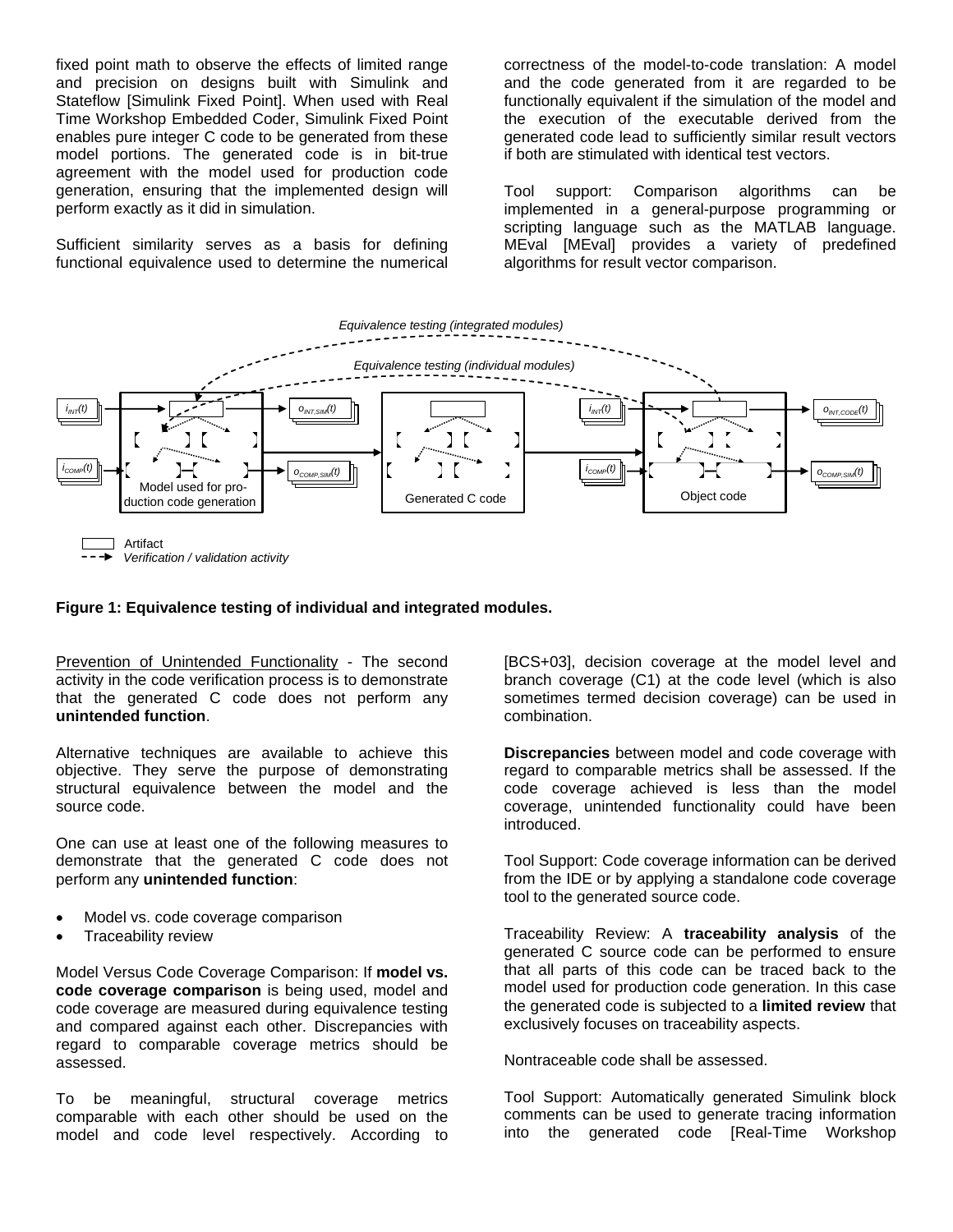fixed point math to observe the effects of limited range and precision on designs built with Simulink and Stateflow [Simulink Fixed Point]. When used with Real Time Workshop Embedded Coder, Simulink Fixed Point enables pure integer C code to be generated from these model portions. The generated code is in bit-true agreement with the model used for production code generation, ensuring that the implemented design will perform exactly as it did in simulation.

Sufficient similarity serves as a basis for defining functional equivalence used to determine the numerical correctness of the model-to-code translation: A model and the code generated from it are regarded to be functionally equivalent if the simulation of the model and the execution of the executable derived from the generated code lead to sufficiently similar result vectors if both are stimulated with identical test vectors.

Tool support: Comparison algorithms can be implemented in a general-purpose programming or scripting language such as the MATLAB language. MEval [MEval] provides a variety of predefined algorithms for result vector comparison.

Equivalence testing (integrated modules)

Equivalence testing (individual modules)

$i_{INT}(t)$ | $o_{INT,SIM}(t)$ | $i_{INT}(t)$ | $o_{INT,CODE}(t)$

$i_{COMP}(t)$ | $o_{COMP,SIM}(t)$ | $i_{COMP}(t)$ | $o_{COMP,SIM}(t)$

Model used for production code generation | Generated C code | Object code

Artifact

*Verification / validation activity*

**Figure 1: Equivalence testing of individual and integrated modules.**

Prevention of Unintended Functionality - The second activity in the code verification process is to demonstrate that the generated C code does not perform any **unintended function**.

Alternative techniques are available to achieve this objective. They serve the purpose of demonstrating structural equivalence between the model and the source code.

One can use at least one of the following measures to demonstrate that the generated C code does not perform any **unintended function**:

- Model vs. code coverage comparison
- Traceability review

Model Versus Code Coverage Comparison: If **model vs. code coverage comparison** is being used, model and code coverage are measured during equivalence testing and compared against each other. Discrepancies with regard to comparable coverage metrics should be assessed.

To be meaningful, structural coverage metrics comparable with each other should be used on the model and code level respectively. According to [BCS+03], decision coverage at the model level and branch coverage (C1) at the code level (which is also sometimes termed decision coverage) can be used in combination.

**Discrepancies** between model and code coverage with regard to comparable metrics shall be assessed. If the code coverage achieved is less than the model coverage, unintended functionality could have been introduced.

Tool Support: Code coverage information can be derived from the IDE or by applying a standalone code coverage tool to the generated source code.

Traceability Review: A **traceability analysis** of the generated C source code can be performed to ensure that all parts of this code can be traced back to the model used for production code generation. In this case the generated code is subjected to a **limited review** that exclusively focuses on traceability aspects.

Nontraceable code shall be assessed.

Tool Support: Automatically generated Simulink block comments can be used to generate tracing information into the generated code [Real-Time Workshop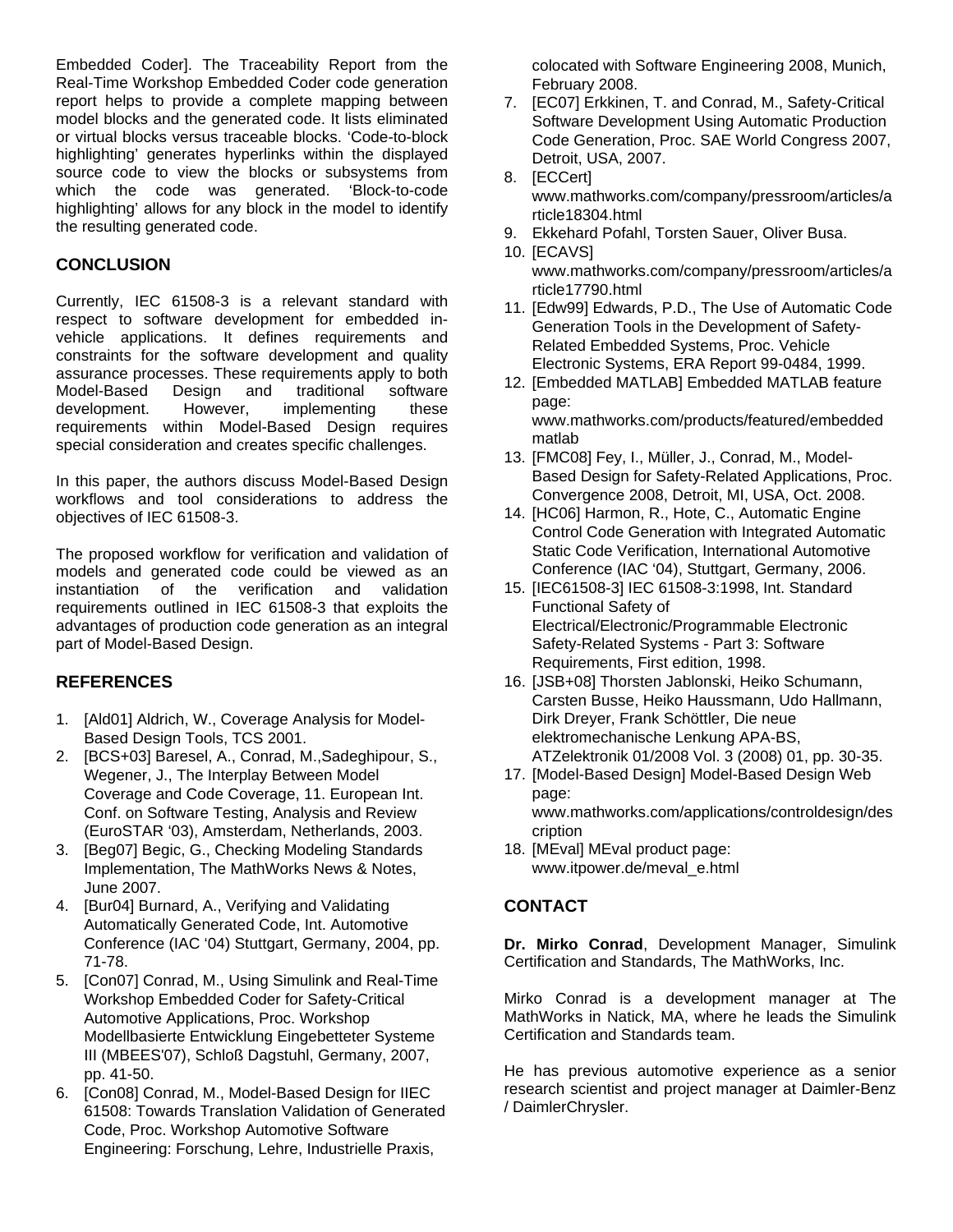Embedded Coder]. The Traceability Report from the Real-Time Workshop Embedded Coder code generation report helps to provide a complete mapping between model blocks and the generated code. It lists eliminated or virtual blocks versus traceable blocks. 'Code-to-block highlighting' generates hyperlinks within the displayed source code to view the blocks or subsystems from which the code was generated. 'Block-to-code highlighting' allows for any block in the model to identify the resulting generated code.

## CONCLUSION

Currently, IEC 61508-3 is a relevant standard with respect to software development for embedded in-vehicle applications. It defines requirements and constraints for the software development and quality assurance processes. These requirements apply to both Model-Based Design and traditional software development. However, implementing these requirements within Model-Based Design requires special consideration and creates specific challenges.

In this paper, the authors discuss Model-Based Design workflows and tool considerations to address the objectives of IEC 61508-3.

The proposed workflow for verification and validation of models and generated code could be viewed as an instantiation of the verification and validation requirements outlined in IEC 61508-3 that exploits the advantages of production code generation as an integral part of Model-Based Design.

## REFERENCES

1. [Ald01] Aldrich, W., Coverage Analysis for Model-Based Design Tools, TCS 2001.
2. [BCS+03] Baresel, A., Conrad, M.,Sadeghipour, S., Wegener, J., The Interplay Between Model Coverage and Code Coverage, 11. European Int. Conf. on Software Testing, Analysis and Review (EuroSTAR '03), Amsterdam, Netherlands, 2003.
3. [Beg07] Begic, G., Checking Modeling Standards Implementation, The MathWorks News & Notes, June 2007.
4. [Bur04] Burnard, A., Verifying and Validating Automatically Generated Code, Int. Automotive Conference (IAC '04) Stuttgart, Germany, 2004, pp. 71-78.
5. [Con07] Conrad, M., Using Simulink and Real-Time Workshop Embedded Coder for Safety-Critical Automotive Applications, Proc. Workshop Modellbasierte Entwicklung Eingebetteter Systeme III (MBEES'07), Schloß Dagstuhl, Germany, 2007, pp. 41-50.
6. [Con08] Conrad, M., Model-Based Design for IIEC 61508: Towards Translation Validation of Generated Code, Proc. Workshop Automotive Software Engineering: Forschung, Lehre, Industrielle Praxis, colocated with Software Engineering 2008, Munich, February 2008.
7. [EC07] Erkkinen, T. and Conrad, M., Safety-Critical Software Development Using Automatic Production Code Generation, Proc. SAE World Congress 2007, Detroit, USA, 2007.
8. [ECCert] www.mathworks.com/company/pressroom/articles/article18304.html
9. Ekkehard Pofahl, Torsten Sauer, Oliver Busa.
10. [ECAVS] www.mathworks.com/company/pressroom/articles/article17790.html
11. [Edw99] Edwards, P.D., The Use of Automatic Code Generation Tools in the Development of Safety-Related Embedded Systems, Proc. Vehicle Electronic Systems, ERA Report 99-0484, 1999.
12. [Embedded MATLAB] Embedded MATLAB feature page: www.mathworks.com/products/featured/embeddedmatlab
13. [FMC08] Fey, I., Müller, J., Conrad, M., Model-Based Design for Safety-Related Applications, Proc. Convergence 2008, Detroit, MI, USA, Oct. 2008.
14. [HC06] Harmon, R., Hote, C., Automatic Engine Control Code Generation with Integrated Automatic Static Code Verification, International Automotive Conference (IAC '04), Stuttgart, Germany, 2006.
15. [IEC61508-3] IEC 61508-3:1998, Int. Standard Functional Safety of Electrical/Electronic/Programmable Electronic Safety-Related Systems - Part 3: Software Requirements, First edition, 1998.
16. [JSB+08] Thorsten Jablonski, Heiko Schumann, Carsten Busse, Heiko Haussmann, Udo Hallmann, Dirk Dreyer, Frank Schöttler, Die neue elektromechanische Lenkung APA-BS, ATZelektronik 01/2008 Vol. 3 (2008) 01, pp. 30-35.
17. [Model-Based Design] Model-Based Design Web page: www.mathworks.com/applications/controldesign/description
18. [MEval] MEval product page: www.itpower.de/meval_e.html

## CONTACT

**Dr. Mirko Conrad**, Development Manager, Simulink Certification and Standards, The MathWorks, Inc.

Mirko Conrad is a development manager at The MathWorks in Natick, MA, where he leads the Simulink Certification and Standards team.

He has previous automotive experience as a senior research scientist and project manager at Daimler-Benz / DaimlerChrysler.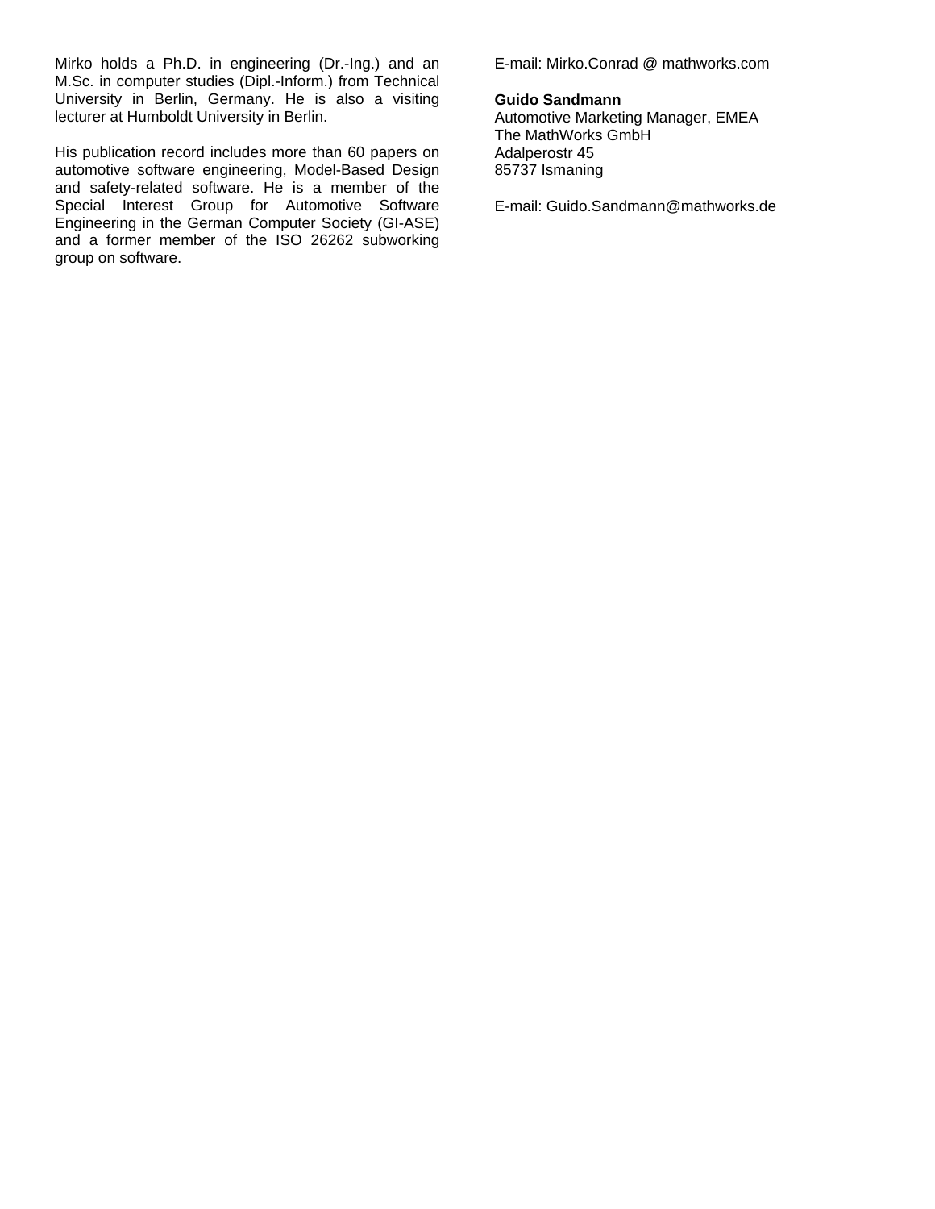Mirko holds a Ph.D. in engineering (Dr.-Ing.) and an M.Sc. in computer studies (Dipl.-Inform.) from Technical University in Berlin, Germany. He is also a visiting lecturer at Humboldt University in Berlin.

His publication record includes more than 60 papers on automotive software engineering, Model-Based Design and safety-related software. He is a member of the Special Interest Group for Automotive Software Engineering in the German Computer Society (GI-ASE) and a former member of the ISO 26262 subworking group on software.

E-mail: Mirko.Conrad @ mathworks.com

**Guido Sandmann**
Automotive Marketing Manager, EMEA
The MathWorks GmbH
Adalperostr 45
85737 Ismaning

E-mail: Guido.Sandmann@mathworks.de